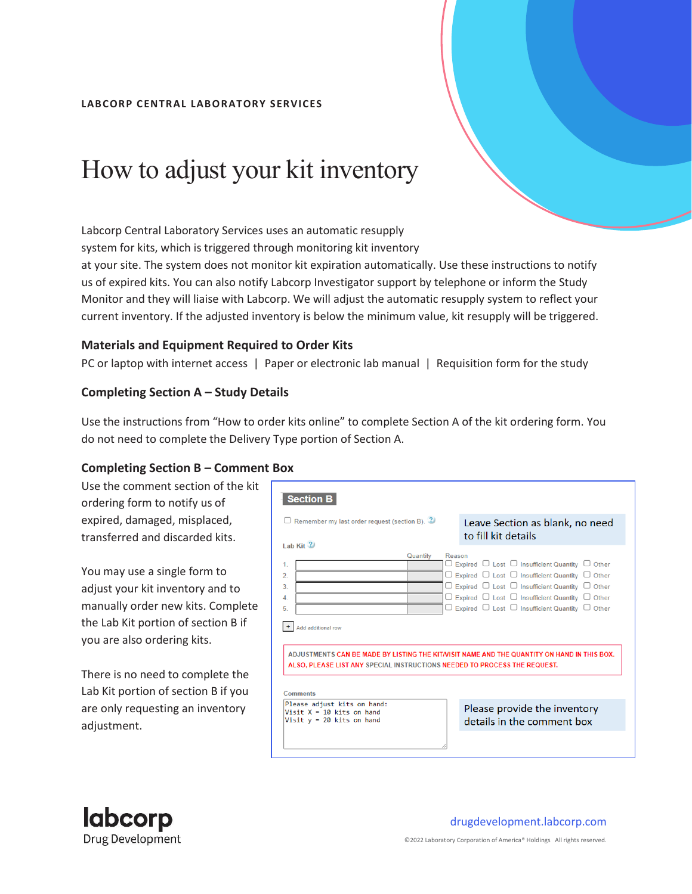LABCORP CENTRAL LABORATORY SERVICES

# How to adjust your kit inventory

Labcorp Central Laboratory Services uses an automatic resupply system for kits, which is triggered through monitoring kit inventory at your site. The system does not monitor kit expiration automatically. Use these instructions to notify us of expired kits. You can also notify Labcorp Investigator support by telephone or inform the Study Monitor and they will liaise with Labcorp. We will adjust the automatic resupply system to reflect your current inventory. If the adjusted inventory is below the minimum value, kit resupply will be triggered.

### Materials and Equipment Required to Order Kits

PC or laptop with internet access | Paper or electronic lab manual | Requisition form for the study

### Completing Section A – Study Details

Use the instructions from "How to order kits online" to complete Section A of the kit ordering form. You do not need to complete the Delivery Type portion of Section A.

### Completing Section B – Comment Box

Use the comment section of the kit ordering form to notify us of expired, damaged, misplaced, transferred and discarded kits.

You may use a single form to adjust your kit inventory and to manually order new kits. Complete the Lab Kit portion of section B if you are also ordering kits.

There is no need to complete the Lab Kit portion of section B if you are only requesting an inventory adjustment.

**Section B**

☐ Remember my last order request (section B).

Leave Section as blank, no need to fill kit details

Lab Kit

| | Lab Kit | Quantity | Reason |
|---|---|---|---|
| 1. | | | ☐ Expired ☐ Lost ☐ Insufficient Quantity ☐ Other |
| 2. | | | ☐ Expired ☐ Lost ☐ Insufficient Quantity ☐ Other |
| 3. | | | ☐ Expired ☐ Lost ☐ Insufficient Quantity ☐ Other |
| 4. | | | ☐ Expired ☐ Lost ☐ Insufficient Quantity ☐ Other |
| 5. | | | ☐ Expired ☐ Lost ☐ Insufficient Quantity ☐ Other |

+ Add additional row

ADJUSTMENTS CAN BE MADE BY LISTING THE KIT/VISIT NAME AND THE QUANTITY ON HAND IN THIS BOX. ALSO, PLEASE LIST ANY SPECIAL INSTRUCTIONS NEEDED TO PROCESS THE REQUEST.

Comments

```
Please adjust kits on hand:
Visit X - 10 kits on hand
Visit y - 20 kits on hand
```

Please provide the inventory details in the comment box

labcorp Drug Development

drugdevelopment.labcorp.com

©2022 Laboratory Corporation of America® Holdings All rights reserved.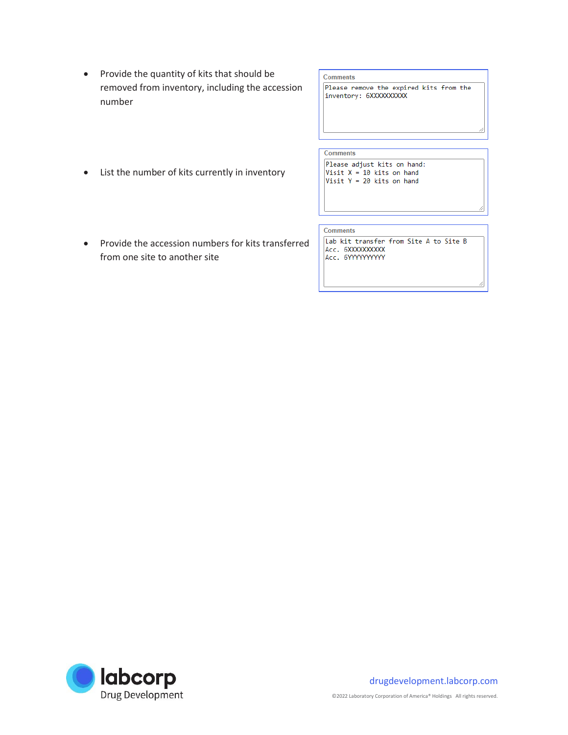- Provide the quantity of kits that should be removed from inventory, including the accession number

  Comments

  ```
  Please remove the expired kits from the
  inventory: 6XXXXXXXXXX
  ```

- List the number of kits currently in inventory

  Comments

  ```
  Please adjust kits on hand:
  Visit X = 10 kits on hand
  Visit Y = 20 kits on hand
  ```

- Provide the accession numbers for kits transferred from one site to another site

  Comments

  ```
  Lab kit transfer from Site A to Site B
  Acc. 6XXXXXXXXXX
  Acc. 6YYYYYYYYYY
  ```

labcorp Drug Development

drugdevelopment.labcorp.com

©2022 Laboratory Corporation of America® Holdings All rights reserved.